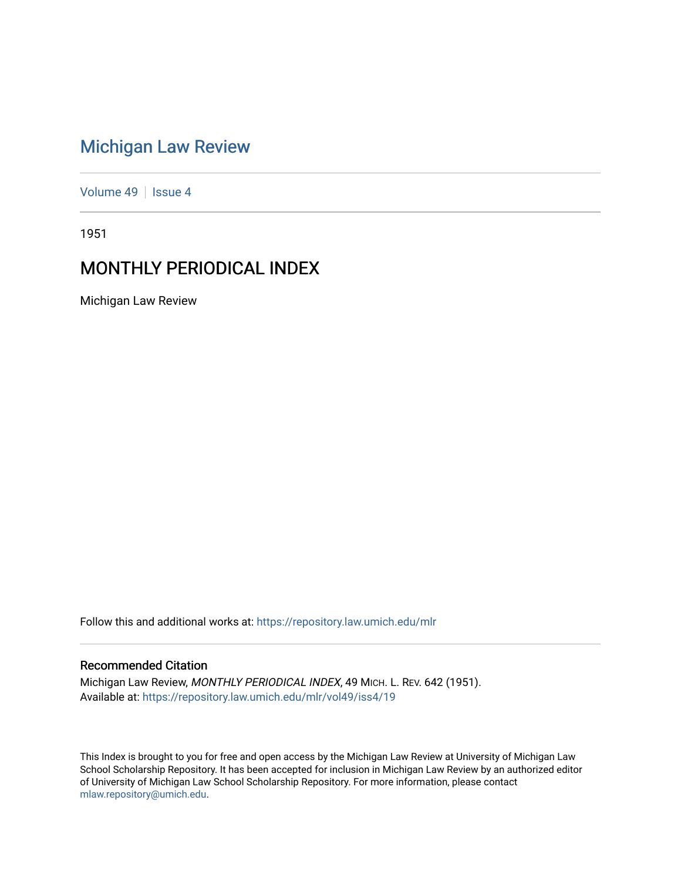# Michigan Law Review

Volume 49 | Issue 4

1951

## MONTHLY PERIODICAL INDEX

Michigan Law Review

Follow this and additional works at: https://repository.law.umich.edu/mlr

### Recommended Citation

Michigan Law Review, *MONTHLY PERIODICAL INDEX*, 49 MICH. L. REV. 642 (1951).
Available at: https://repository.law.umich.edu/mlr/vol49/iss4/19

This Index is brought to you for free and open access by the Michigan Law Review at University of Michigan Law School Scholarship Repository. It has been accepted for inclusion in Michigan Law Review by an authorized editor of University of Michigan Law School Scholarship Repository. For more information, please contact mlaw.repository@umich.edu.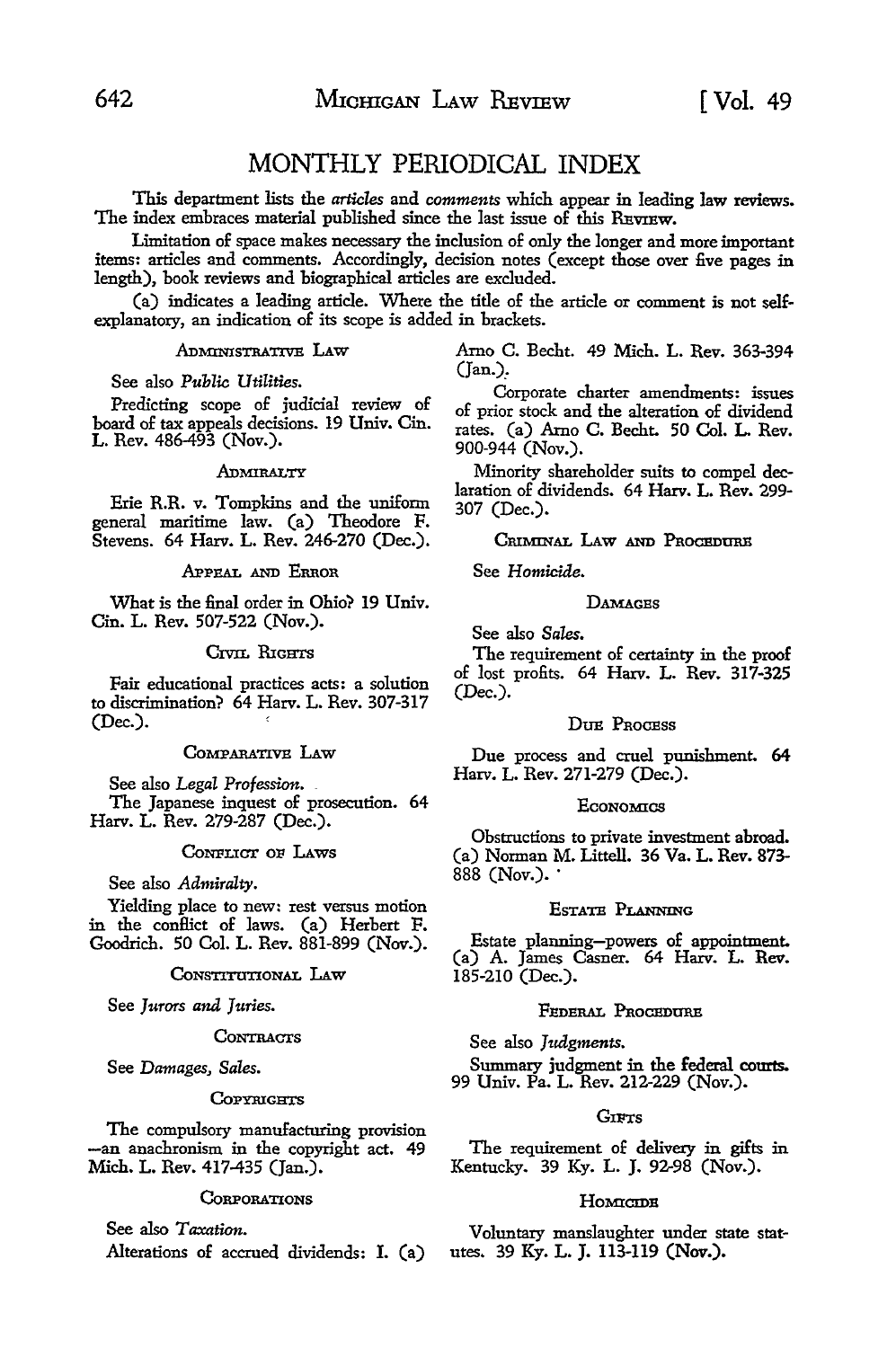# MONTHLY PERIODICAL INDEX

This department lists the *articles* and *comments* which appear in leading law reviews. The index embraces material published since the last issue of this REVIEW.

Limitation of space makes necessary the inclusion of only the longer and more important items: articles and comments. Accordingly, decision notes (except those over five pages in length), book reviews and biographical articles are excluded.

(a) indicates a leading article. Where the title of the article or comment is not self-explanatory, an indication of its scope is added in brackets.

### ADMINISTRATIVE LAW

See also *Public Utilities.*

Predicting scope of judicial review of board of tax appeals decisions. 19 Univ. Cin. L. Rev. 486-493 (Nov.).

### ADMIRALTY

Erie R.R. v. Tompkins and the uniform general maritime law. (a) Theodore F. Stevens. 64 Harv. L. Rev. 246-270 (Dec.).

### APPEAL AND ERROR

What is the final order in Ohio? 19 Univ. Cin. L. Rev. 507-522 (Nov.).

### CIVIL RIGHTS

Fair educational practices acts: a solution to discrimination? 64 Harv. L. Rev. 307-317 (Dec.).

### COMPARATIVE LAW

See also *Legal Profession.*

The Japanese inquest of prosecution. 64 Harv. L. Rev. 279-287 (Dec.).

### CONFLICT OF LAWS

See also *Admiralty.*

Yielding place to new: rest versus motion in the conflict of laws. (a) Herbert F. Goodrich. 50 Col. L. Rev. 881-899 (Nov.).

### CONSTITUTIONAL LAW

See *Jurors and Juries.*

### CONTRACTS

See *Damages, Sales.*

### COPYRIGHTS

The compulsory manufacturing provision —an anachronism in the copyright act. 49 Mich. L. Rev. 417-435 (Jan.).

### CORPORATIONS

See also *Taxation.*

Alterations of accrued dividends: I. (a) Arno C. Becht. 49 Mich. L. Rev. 363-394 (Jan.).

Corporate charter amendments: issues of prior stock and the alteration of dividend rates. (a) Arno C. Becht. 50 Col. L. Rev. 900-944 (Nov.).

Minority shareholder suits to compel declaration of dividends. 64 Harv. L. Rev. 299-307 (Dec.).

### CRIMINAL LAW AND PROCEDURE

See *Homicide.*

### DAMAGES

See also *Sales.*

The requirement of certainty in the proof of lost profits. 64 Harv. L. Rev. 317-325 (Dec.).

### DUE PROCESS

Due process and cruel punishment. 64 Harv. L. Rev. 271-279 (Dec.).

### ECONOMICS

Obstructions to private investment abroad. (a) Norman M. Littell. 36 Va. L. Rev. 873-888 (Nov.).

### ESTATE PLANNING

Estate planning—powers of appointment. (a) A. James Casner. 64 Harv. L. Rev. 185-210 (Dec.).

### FEDERAL PROCEDURE

See also *Judgments.*

Summary judgment in the federal courts. 99 Univ. Pa. L. Rev. 212-229 (Nov.).

### GIFTS

The requirement of delivery in gifts in Kentucky. 39 Ky. L. J. 92-98 (Nov.).

### HOMICIDE

Voluntary manslaughter under state statutes. 39 Ky. L. J. 113-119 (Nov.).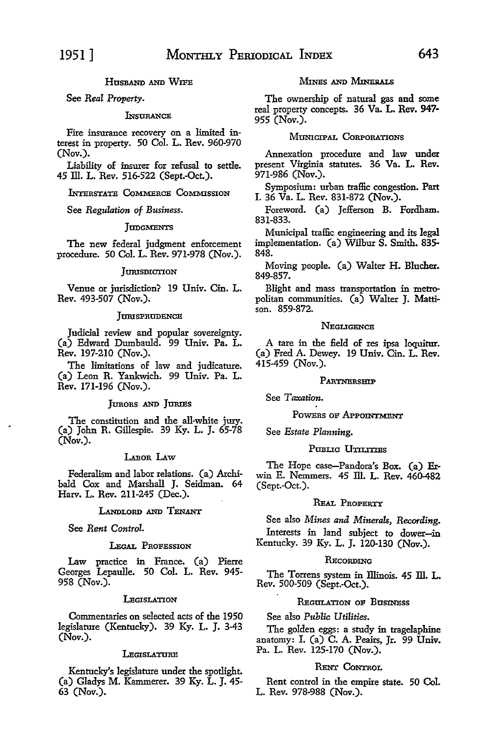### Husband and Wife

See *Real Property*.

### Insurance

Fire insurance recovery on a limited interest in property. 50 Col. L. Rev. 960-970 (Nov.).

Liability of insurer for refusal to settle. 45 Ill. L. Rev. 516-522 (Sept.-Oct.).

### Interstate Commerce Commission

See *Regulation of Business*.

### Judgments

The new federal judgment enforcement procedure. 50 Col. L. Rev. 971-978 (Nov.).

### Jurisdiction

Venue or jurisdiction? 19 Univ. Cin. L. Rev. 493-507 (Nov.).

### Jurisprudence

Judicial review and popular sovereignty. (a) Edward Dumbauld. 99 Univ. Pa. L. Rev. 197-210 (Nov.).

The limitations of law and judicature. (a) Leon R. Yankwich. 99 Univ. Pa. L. Rev. 171-196 (Nov.).

### Jurors and Juries

The constitution and the all-white jury. (a) John R. Gillespie. 39 Ky. L. J. 65-78 (Nov.).

### Labor Law

Federalism and labor relations. (a) Archibald Cox and Marshall J. Seidman. 64 Harv. L. Rev. 211-245 (Dec.).

### Landlord and Tenant

See *Rent Control*.

### Legal Profession

Law practice in France. (a) Pierre Georges Lepaulle. 50 Col. L. Rev. 945-958 (Nov.).

### Legislation

Commentaries on selected acts of the 1950 legislature (Kentucky). 39 Ky. L. J. 3-43 (Nov.).

### Legislature

Kentucky's legislature under the spotlight. (a) Gladys M. Kammerer. 39 Ky. L. J. 45-63 (Nov.).

### Mines and Minerals

The ownership of natural gas and some real property concepts. 36 Va. L. Rev. 947-955 (Nov.).

### Municipal Corporations

Annexation procedure and law under present Virginia statutes. 36 Va. L. Rev. 971-986 (Nov.).

Symposium: urban traffic congestion. Part I. 36 Va. L. Rev. 831-872 (Nov.).

Foreword. (a) Jefferson B. Fordham. 831-833.

Municipal traffic engineering and its legal implementation. (a) Wilbur S. Smith. 835-848.

Moving people. (a) Walter H. Blucher. 849-857.

Blight and mass transportation in metropolitan communities. (a) Walter J. Mattison. 859-872.

### Negligence

A tare in the field of res ipsa loquitur. (a) Fred A. Dewey. 19 Univ. Cin. L. Rev. 415-459 (Nov.).

### Partnership

See *Taxation*.

### Powers of Appointment

See *Estate Planning*.

### Public Utilities

The Hope case—Pandora's Box. (a) Erwin E. Nemmers. 45 Ill. L. Rev. 460-482 (Sept.-Oct.).

### Real Property

See also *Mines and Minerals, Recording*.

Interests in land subject to dower—in Kentucky. 39 Ky. L. J. 120-130 (Nov.).

### Recording

The Torrens system in Illinois. 45 Ill. L. Rev. 500-509 (Sept.-Oct.).

### Regulation of Business

See also *Public Utilities*.

The golden eggs: a study in tragelaphine anatomy: I. (a) C. A. Peairs, Jr. 99 Univ. Pa. L. Rev. 125-170 (Nov.).

### Rent Control

Rent control in the empire state. 50 Col. L. Rev. 978-988 (Nov.).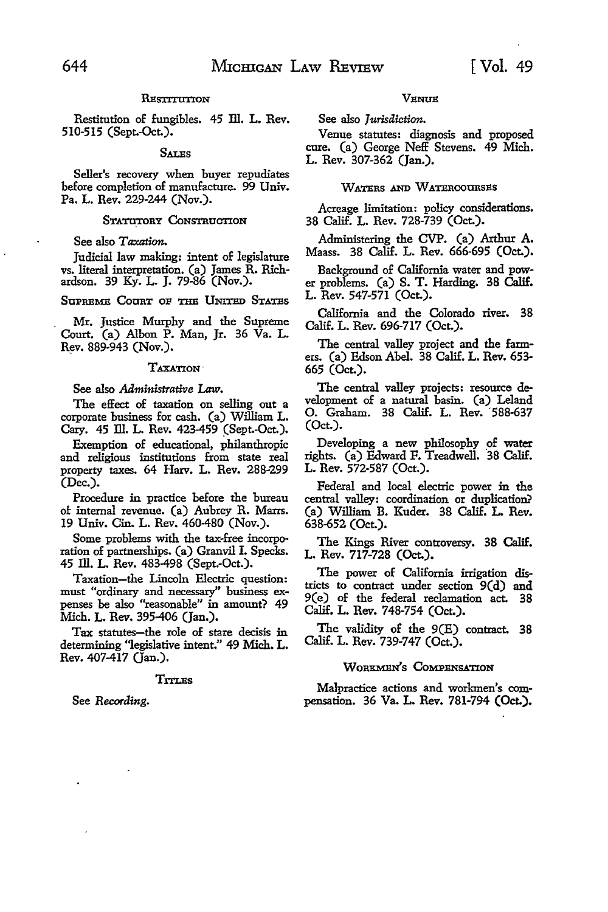### RESTITUTION

Restitution of fungibles. 45 Ill. L. Rev. 510-515 (Sept.-Oct.).

### SALES

Seller's recovery when buyer repudiates before completion of manufacture. 99 Univ. Pa. L. Rev. 229-244 (Nov.).

### STATUTORY CONSTRUCTION

See also *Taxation.*

Judicial law making: intent of legislature vs. literal interpretation. (a) James R. Richardson. 39 Ky. L. J. 79-86 (Nov.).

### SUPREME COURT OF THE UNITED STATES

Mr. Justice Murphy and the Supreme Court. (a) Albon P. Man, Jr. 36 Va. L. Rev. 889-943 (Nov.).

### TAXATION

See also *Administrative Law.*

The effect of taxation on selling out a corporate business for cash. (a) William L. Cary. 45 Ill. L. Rev. 423-459 (Sept.-Oct.).

Exemption of educational, philanthropic and religious institutions from state real property taxes. 64 Harv. L. Rev. 288-299 (Dec.).

Procedure in practice before the bureau of internal revenue. (a) Aubrey R. Marrs. 19 Univ. Cin. L. Rev. 460-480 (Nov.).

Some problems with the tax-free incorporation of partnerships. (a) Granvil I. Specks. 45 Ill. L. Rev. 483-498 (Sept.-Oct.).

Taxation—the Lincoln Electric question: must "ordinary and necessary" business expenses be also "reasonable" in amount? 49 Mich. L. Rev. 395-406 (Jan.).

Tax statutes—the role of stare decisis in determining "legislative intent." 49 Mich. L. Rev. 407-417 (Jan.).

### TITLES

See *Recording.*

### VENUE

See also *Jurisdiction.*

Venue statutes: diagnosis and proposed cure. (a) George Neff Stevens. 49 Mich. L. Rev. 307-362 (Jan.).

### WATERS AND WATERCOURSES

Acreage limitation: policy considerations. 38 Calif. L. Rev. 728-739 (Oct.).

Administering the CVP. (a) Arthur A. Maass. 38 Calif. L. Rev. 666-695 (Oct.).

Background of California water and power problems. (a) S. T. Harding. 38 Calif. L. Rev. 547-571 (Oct.).

California and the Colorado river. 38 Calif. L. Rev. 696-717 (Oct.).

The central valley project and the farmers. (a) Edson Abel. 38 Calif. L. Rev. 653-665 (Oct.).

The central valley projects: resource development of a natural basin. (a) Leland O. Graham. 38 Calif. L. Rev. 588-637 (Oct.).

Developing a new philosophy of water rights. (a) Edward F. Treadwell. 38 Calif. L. Rev. 572-587 (Oct.).

Federal and local electric power in the central valley: coordination or duplication? (a) William B. Kuder. 38 Calif. L. Rev. 638-652 (Oct.).

The Kings River controversy. 38 Calif. L. Rev. 717-728 (Oct.).

The power of California irrigation districts to contract under section 9(d) and 9(e) of the federal reclamation act. 38 Calif. L. Rev. 748-754 (Oct.).

The validity of the 9(E) contract. 38 Calif. L. Rev. 739-747 (Oct.).

### WORKMEN'S COMPENSATION

Malpractice actions and workmen's compensation. 36 Va. L. Rev. 781-794 (Oct.).